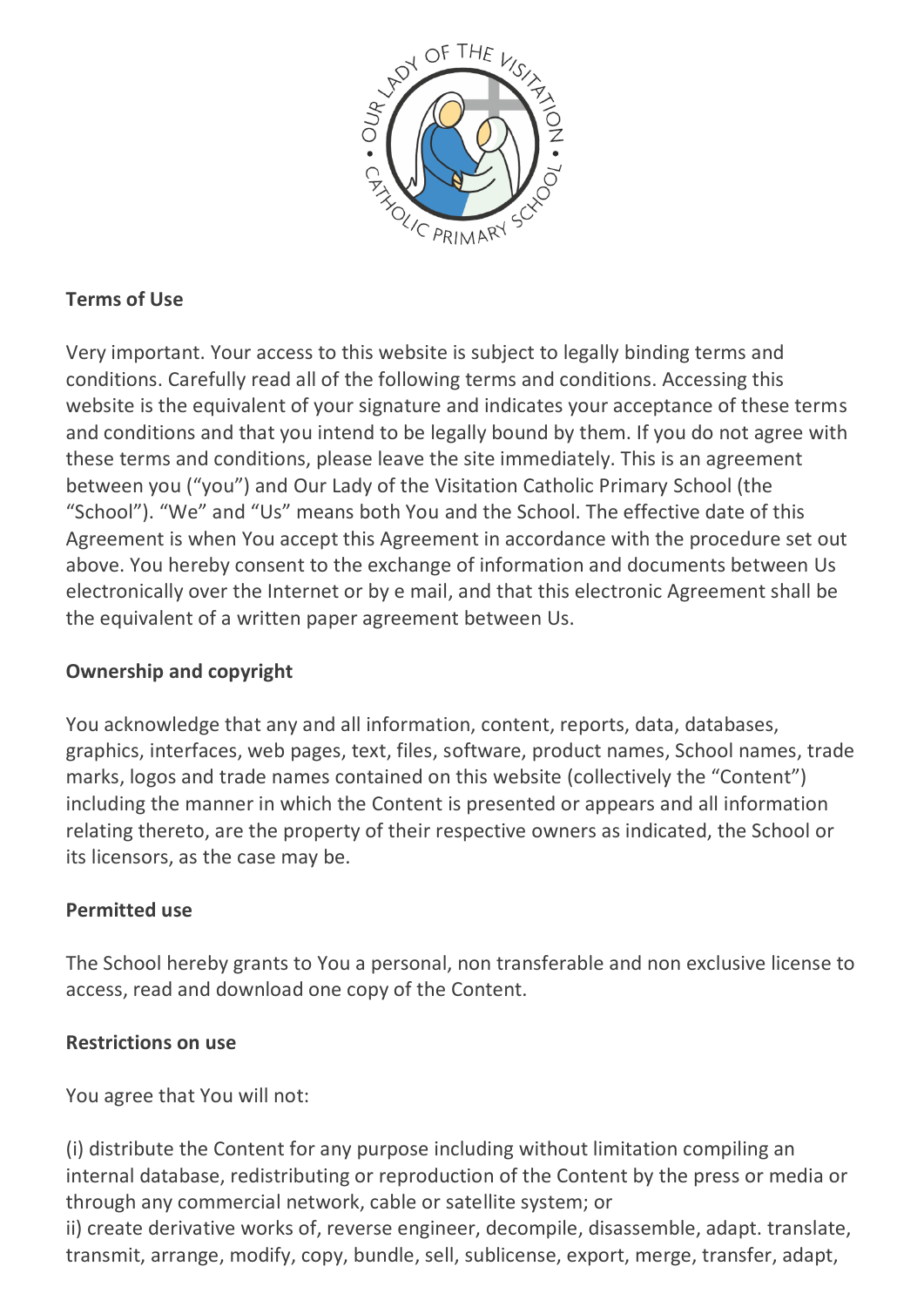**Terms of Use**

Very important. Your access to this website is subject to legally binding terms and conditions. Carefully read all of the following terms and conditions. Accessing this website is the equivalent of your signature and indicates your acceptance of these terms and conditions and that you intend to be legally bound by them. If you do not agree with these terms and conditions, please leave the site immediately. This is an agreement between you ("you") and Our Lady of the Visitation Catholic Primary School (the "School"). "We" and "Us" means both You and the School. The effective date of this Agreement is when You accept this Agreement in accordance with the procedure set out above. You hereby consent to the exchange of information and documents between Us electronically over the Internet or by e mail, and that this electronic Agreement shall be the equivalent of a written paper agreement between Us.

**Ownership and copyright**

You acknowledge that any and all information, content, reports, data, databases, graphics, interfaces, web pages, text, files, software, product names, School names, trade marks, logos and trade names contained on this website (collectively the "Content") including the manner in which the Content is presented or appears and all information relating thereto, are the property of their respective owners as indicated, the School or its licensors, as the case may be.

**Permitted use**

The School hereby grants to You a personal, non transferable and non exclusive license to access, read and download one copy of the Content.

**Restrictions on use**

You agree that You will not:

(i) distribute the Content for any purpose including without limitation compiling an internal database, redistributing or reproduction of the Content by the press or media or through any commercial network, cable or satellite system; or
ii) create derivative works of, reverse engineer, decompile, disassemble, adapt. translate, transmit, arrange, modify, copy, bundle, sell, sublicense, export, merge, transfer, adapt,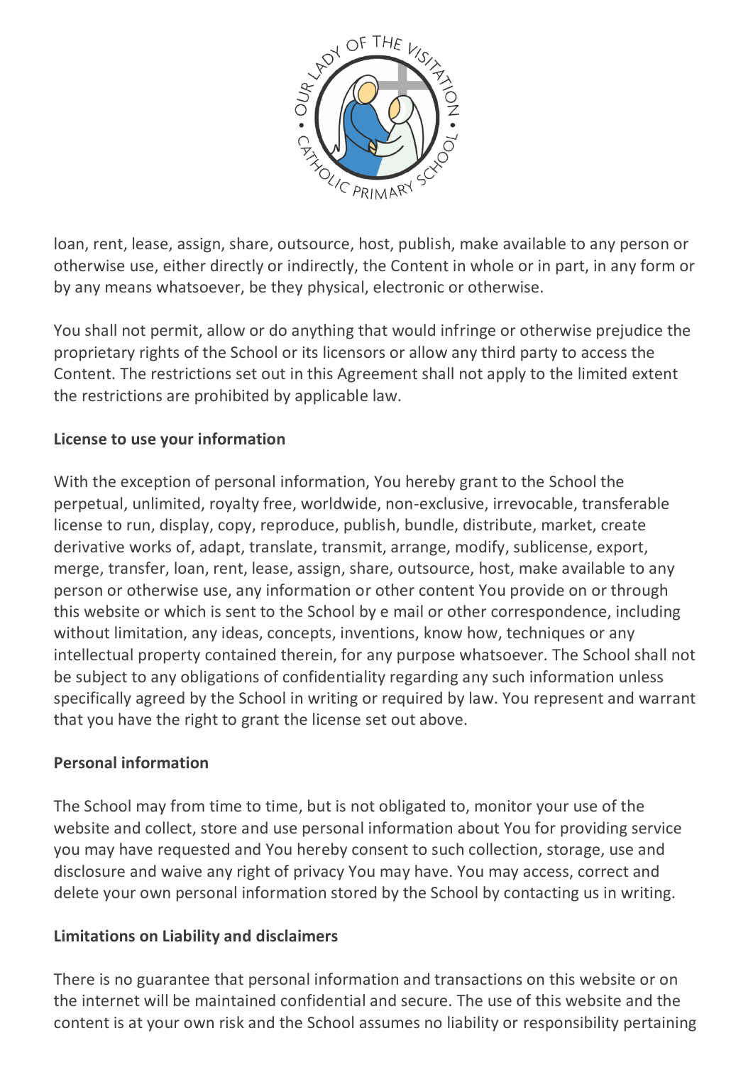loan, rent, lease, assign, share, outsource, host, publish, make available to any person or otherwise use, either directly or indirectly, the Content in whole or in part, in any form or by any means whatsoever, be they physical, electronic or otherwise.

You shall not permit, allow or do anything that would infringe or otherwise prejudice the proprietary rights of the School or its licensors or allow any third party to access the Content. The restrictions set out in this Agreement shall not apply to the limited extent the restrictions are prohibited by applicable law.

**License to use your information**

With the exception of personal information, You hereby grant to the School the perpetual, unlimited, royalty free, worldwide, non-exclusive, irrevocable, transferable license to run, display, copy, reproduce, publish, bundle, distribute, market, create derivative works of, adapt, translate, transmit, arrange, modify, sublicense, export, merge, transfer, loan, rent, lease, assign, share, outsource, host, make available to any person or otherwise use, any information or other content You provide on or through this website or which is sent to the School by e mail or other correspondence, including without limitation, any ideas, concepts, inventions, know how, techniques or any intellectual property contained therein, for any purpose whatsoever. The School shall not be subject to any obligations of confidentiality regarding any such information unless specifically agreed by the School in writing or required by law. You represent and warrant that you have the right to grant the license set out above.

**Personal information**

The School may from time to time, but is not obligated to, monitor your use of the website and collect, store and use personal information about You for providing service you may have requested and You hereby consent to such collection, storage, use and disclosure and waive any right of privacy You may have. You may access, correct and delete your own personal information stored by the School by contacting us in writing.

**Limitations on Liability and disclaimers**

There is no guarantee that personal information and transactions on this website or on the internet will be maintained confidential and secure. The use of this website and the content is at your own risk and the School assumes no liability or responsibility pertaining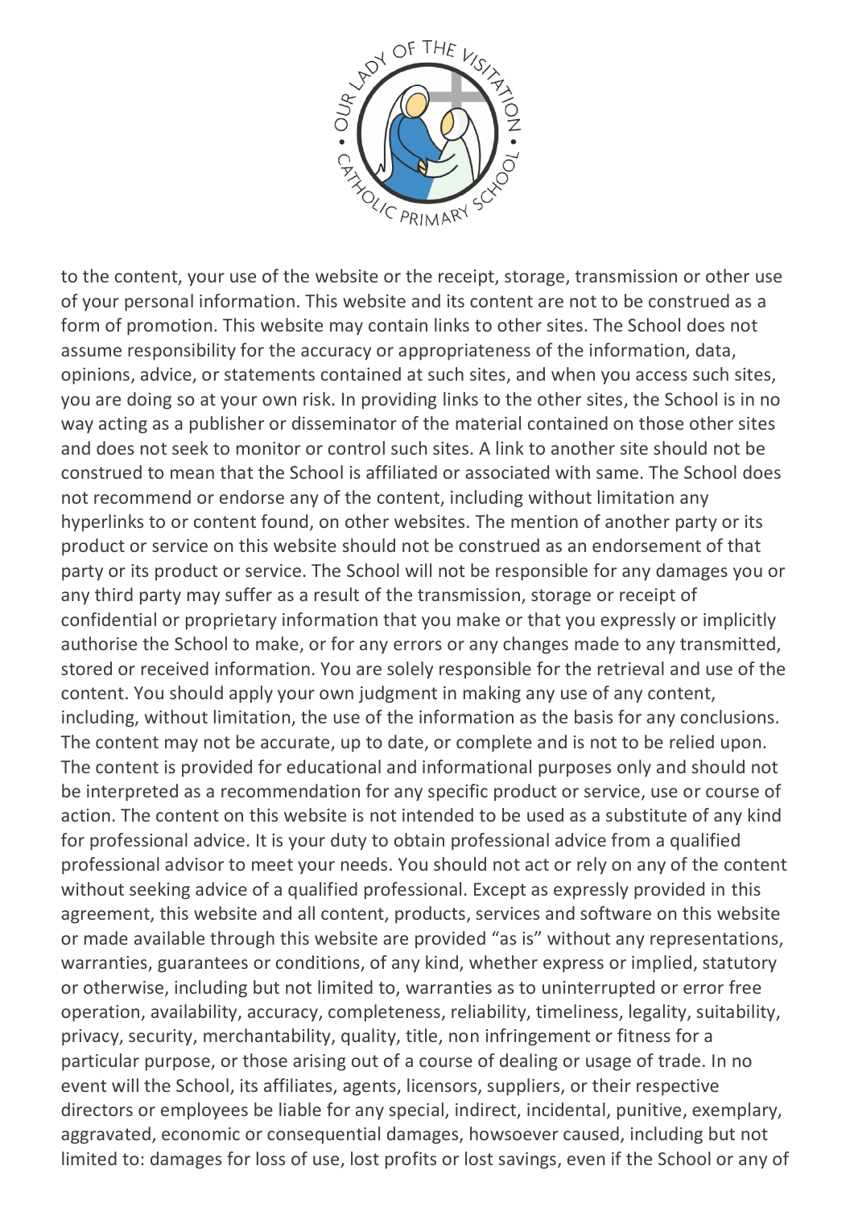to the content, your use of the website or the receipt, storage, transmission or other use of your personal information. This website and its content are not to be construed as a form of promotion. This website may contain links to other sites. The School does not assume responsibility for the accuracy or appropriateness of the information, data, opinions, advice, or statements contained at such sites, and when you access such sites, you are doing so at your own risk. In providing links to the other sites, the School is in no way acting as a publisher or disseminator of the material contained on those other sites and does not seek to monitor or control such sites. A link to another site should not be construed to mean that the School is affiliated or associated with same. The School does not recommend or endorse any of the content, including without limitation any hyperlinks to or content found, on other websites. The mention of another party or its product or service on this website should not be construed as an endorsement of that party or its product or service. The School will not be responsible for any damages you or any third party may suffer as a result of the transmission, storage or receipt of confidential or proprietary information that you make or that you expressly or implicitly authorise the School to make, or for any errors or any changes made to any transmitted, stored or received information. You are solely responsible for the retrieval and use of the content. You should apply your own judgment in making any use of any content, including, without limitation, the use of the information as the basis for any conclusions. The content may not be accurate, up to date, or complete and is not to be relied upon. The content is provided for educational and informational purposes only and should not be interpreted as a recommendation for any specific product or service, use or course of action. The content on this website is not intended to be used as a substitute of any kind for professional advice. It is your duty to obtain professional advice from a qualified professional advisor to meet your needs. You should not act or rely on any of the content without seeking advice of a qualified professional. Except as expressly provided in this agreement, this website and all content, products, services and software on this website or made available through this website are provided "as is" without any representations, warranties, guarantees or conditions, of any kind, whether express or implied, statutory or otherwise, including but not limited to, warranties as to uninterrupted or error free operation, availability, accuracy, completeness, reliability, timeliness, legality, suitability, privacy, security, merchantability, quality, title, non infringement or fitness for a particular purpose, or those arising out of a course of dealing or usage of trade. In no event will the School, its affiliates, agents, licensors, suppliers, or their respective directors or employees be liable for any special, indirect, incidental, punitive, exemplary, aggravated, economic or consequential damages, howsoever caused, including but not limited to: damages for loss of use, lost profits or lost savings, even if the School or any of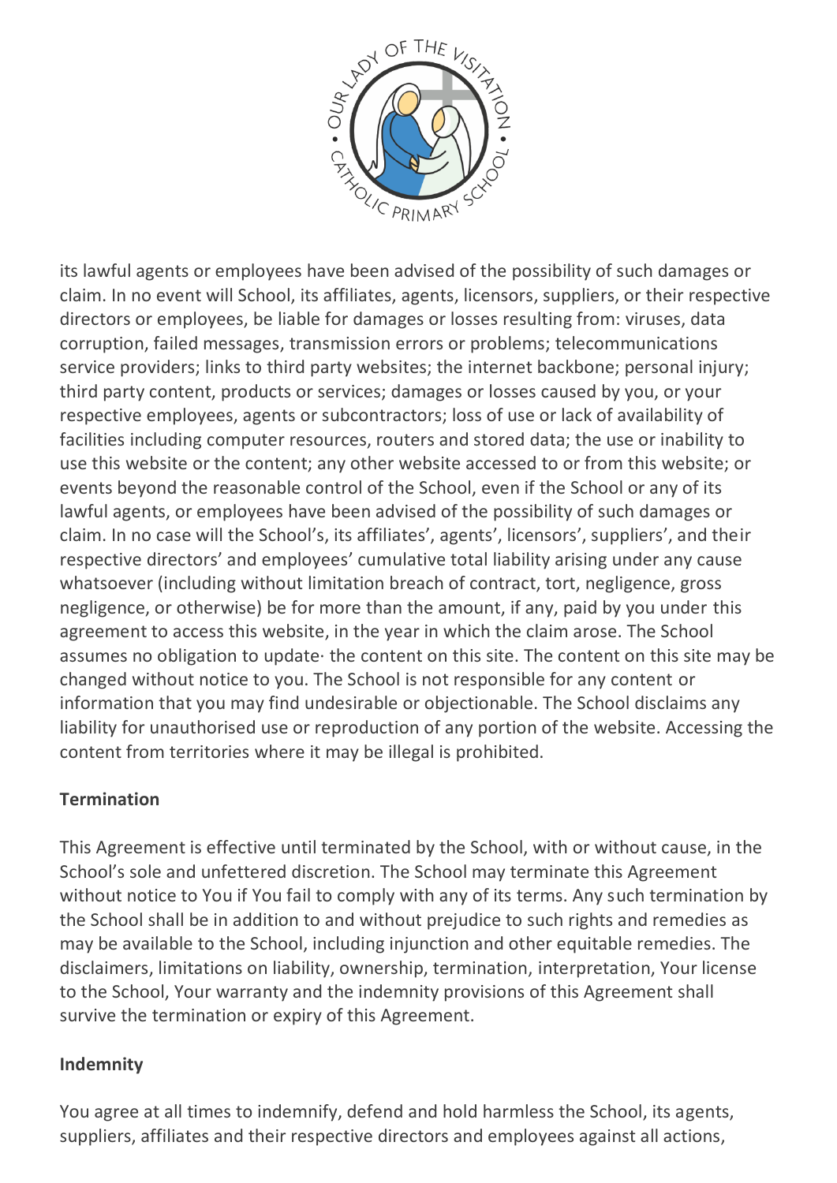its lawful agents or employees have been advised of the possibility of such damages or claim. In no event will School, its affiliates, agents, licensors, suppliers, or their respective directors or employees, be liable for damages or losses resulting from: viruses, data corruption, failed messages, transmission errors or problems; telecommunications service providers; links to third party websites; the internet backbone; personal injury; third party content, products or services; damages or losses caused by you, or your respective employees, agents or subcontractors; loss of use or lack of availability of facilities including computer resources, routers and stored data; the use or inability to use this website or the content; any other website accessed to or from this website; or events beyond the reasonable control of the School, even if the School or any of its lawful agents, or employees have been advised of the possibility of such damages or claim. In no case will the School's, its affiliates', agents', licensors', suppliers', and their respective directors' and employees' cumulative total liability arising under any cause whatsoever (including without limitation breach of contract, tort, negligence, gross negligence, or otherwise) be for more than the amount, if any, paid by you under this agreement to access this website, in the year in which the claim arose. The School assumes no obligation to update· the content on this site. The content on this site may be changed without notice to you. The School is not responsible for any content or information that you may find undesirable or objectionable. The School disclaims any liability for unauthorised use or reproduction of any portion of the website. Accessing the content from territories where it may be illegal is prohibited.

**Termination**

This Agreement is effective until terminated by the School, with or without cause, in the School's sole and unfettered discretion. The School may terminate this Agreement without notice to You if You fail to comply with any of its terms. Any such termination by the School shall be in addition to and without prejudice to such rights and remedies as may be available to the School, including injunction and other equitable remedies. The disclaimers, limitations on liability, ownership, termination, interpretation, Your license to the School, Your warranty and the indemnity provisions of this Agreement shall survive the termination or expiry of this Agreement.

**Indemnity**

You agree at all times to indemnify, defend and hold harmless the School, its agents, suppliers, affiliates and their respective directors and employees against all actions,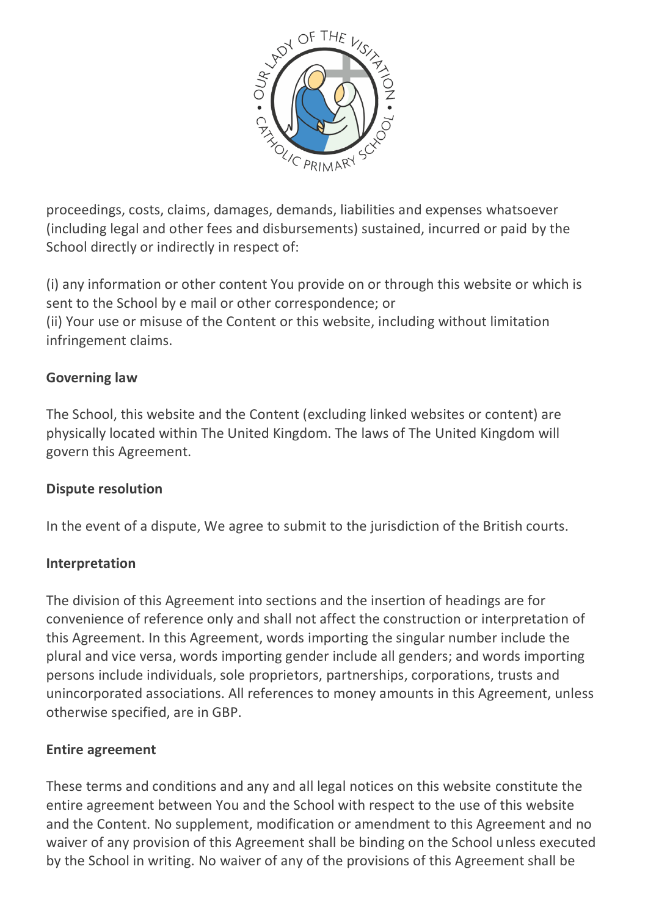proceedings, costs, claims, damages, demands, liabilities and expenses whatsoever (including legal and other fees and disbursements) sustained, incurred or paid by the School directly or indirectly in respect of:

(i) any information or other content You provide on or through this website or which is sent to the School by e mail or other correspondence; or
(ii) Your use or misuse of the Content or this website, including without limitation infringement claims.

**Governing law**

The School, this website and the Content (excluding linked websites or content) are physically located within The United Kingdom. The laws of The United Kingdom will govern this Agreement.

**Dispute resolution**

In the event of a dispute, We agree to submit to the jurisdiction of the British courts.

**Interpretation**

The division of this Agreement into sections and the insertion of headings are for convenience of reference only and shall not affect the construction or interpretation of this Agreement. In this Agreement, words importing the singular number include the plural and vice versa, words importing gender include all genders; and words importing persons include individuals, sole proprietors, partnerships, corporations, trusts and unincorporated associations. All references to money amounts in this Agreement, unless otherwise specified, are in GBP.

**Entire agreement**

These terms and conditions and any and all legal notices on this website constitute the entire agreement between You and the School with respect to the use of this website and the Content. No supplement, modification or amendment to this Agreement and no waiver of any provision of this Agreement shall be binding on the School unless executed by the School in writing. No waiver of any of the provisions of this Agreement shall be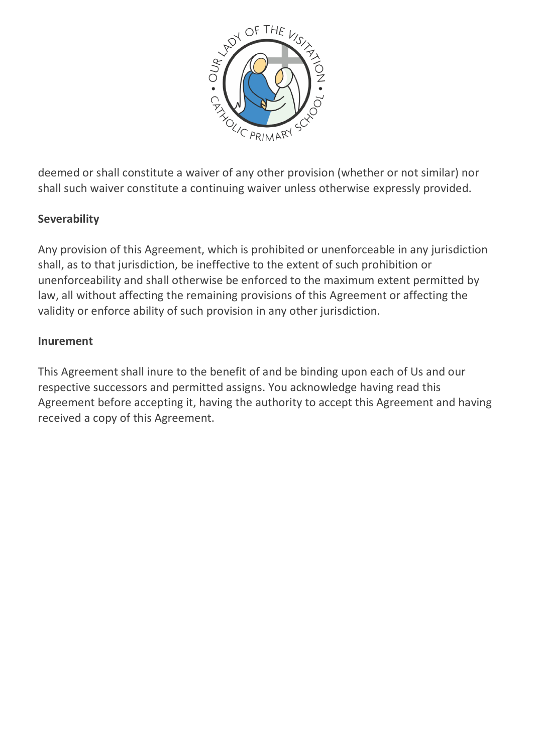deemed or shall constitute a waiver of any other provision (whether or not similar) nor shall such waiver constitute a continuing waiver unless otherwise expressly provided.

**Severability**

Any provision of this Agreement, which is prohibited or unenforceable in any jurisdiction shall, as to that jurisdiction, be ineffective to the extent of such prohibition or unenforceability and shall otherwise be enforced to the maximum extent permitted by law, all without affecting the remaining provisions of this Agreement or affecting the validity or enforce ability of such provision in any other jurisdiction.

**Inurement**

This Agreement shall inure to the benefit of and be binding upon each of Us and our respective successors and permitted assigns. You acknowledge having read this Agreement before accepting it, having the authority to accept this Agreement and having received a copy of this Agreement.